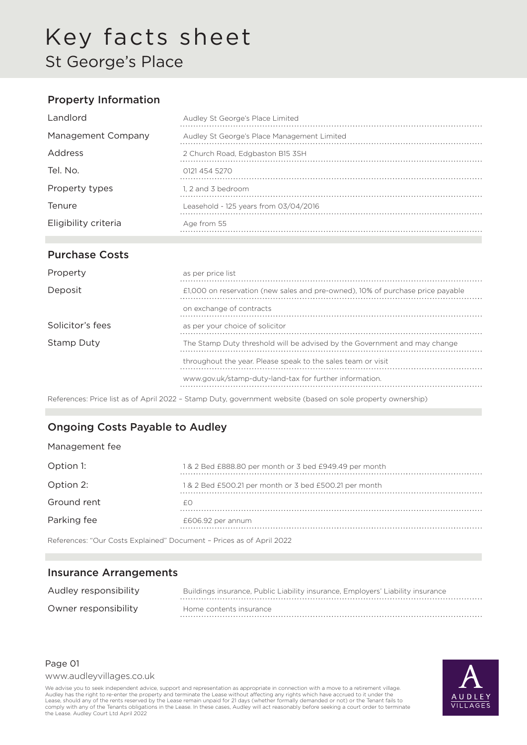# Key facts sheet

## St George's Place

### Property Information

| | |
|---|---|
| Landlord | Audley St George's Place Limited |
| Management Company | Audley St George's Place Management Limited |
| Address | 2 Church Road, Edgbaston B15 3SH |
| Tel. No. | 0121 454 5270 |
| Property types | 1, 2 and 3 bedroom |
| Tenure | Leasehold - 125 years from 03/04/2016 |
| Eligibility criteria | Age from 55 |

### Purchase Costs

| | |
|---|---|
| Property | as per price list |
| Deposit | £1,000 on reservation (new sales and pre-owned), 10% of purchase price payable on exchange of contracts |
| Solicitor's fees | as per your choice of solicitor |
| Stamp Duty | The Stamp Duty threshold will be advised by the Government and may change throughout the year. Please speak to the sales team or visit www.gov.uk/stamp-duty-land-tax for further information. |

References: Price list as of April 2022 – Stamp Duty, government website (based on sole property ownership)

### Ongoing Costs Payable to Audley

Management fee

| | |
|---|---|
| Option 1: | 1 & 2 Bed £888.80 per month or 3 bed £949.49 per month |
| Option 2: | 1 & 2 Bed £500.21 per month or 3 bed £500.21 per month |
| Ground rent | £0 |
| Parking fee | £606.92 per annum |

References: "Our Costs Explained" Document – Prices as of April 2022

### Insurance Arrangements

| | |
|---|---|
| Audley responsibility | Buildings insurance, Public Liability insurance, Employers' Liability insurance |
| Owner responsibility | Home contents insurance |

www.audleyvillages.co.uk

We advise you to seek independent advice, support and representation as appropriate in connection with a move to a retirement village. Audley has the right to re-enter the property and terminate the Lease without affecting any rights which have accrued to it under the Lease, should any of the rents reserved by the Lease remain unpaid for 21 days (whether formally demanded or not) or the Tenant fails to comply with any of the Tenants obligations in the Lease. In these cases, Audley will act reasonably before seeking a court order to terminate the Lease. Audley Court Ltd April 2022

AUDLEY VILLAGES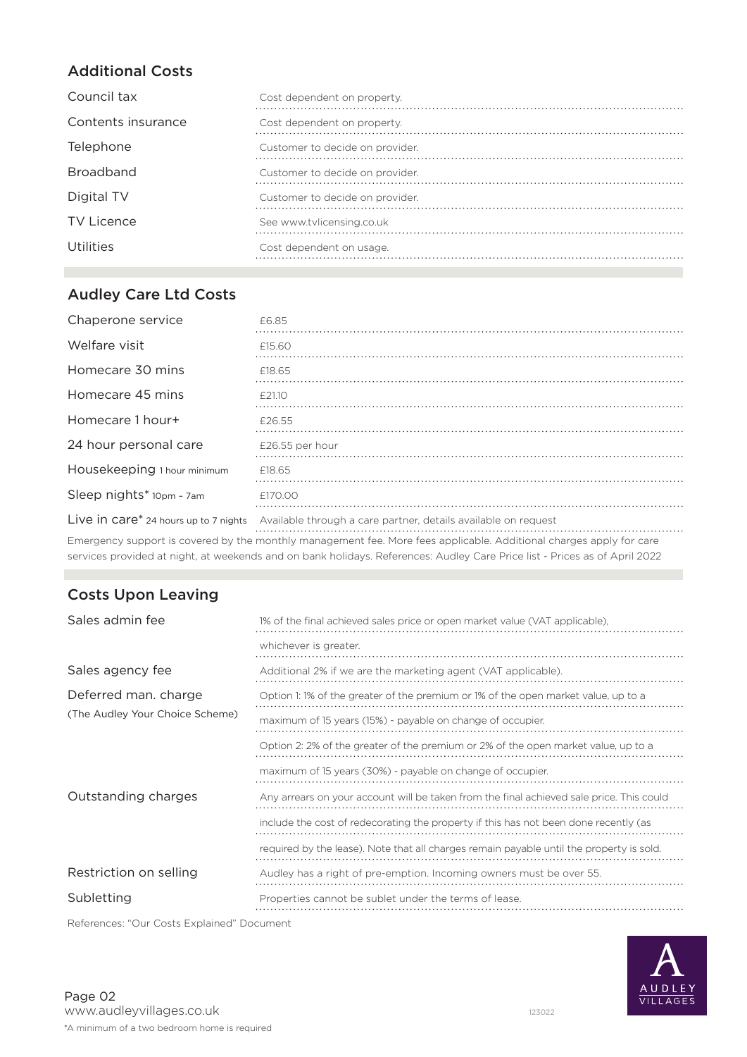## Additional Costs

| | |
|---|---|
| Council tax | Cost dependent on property. |
| Contents insurance | Cost dependent on property. |
| Telephone | Customer to decide on provider. |
| Broadband | Customer to decide on provider. |
| Digital TV | Customer to decide on provider. |
| TV Licence | See www.tvlicensing.co.uk |
| Utilities | Cost dependent on usage. |

## Audley Care Ltd Costs

| | |
|---|---|
| Chaperone service | £6.85 |
| Welfare visit | £15.60 |
| Homecare 30 mins | £18.65 |
| Homecare 45 mins | £21.10 |
| Homecare 1 hour+ | £26.55 |
| 24 hour personal care | £26.55 per hour |
| Housekeeping 1 hour minimum | £18.65 |
| Sleep nights* 10pm – 7am | £170.00 |
| Live in care* 24 hours up to 7 nights | Available through a care partner, details available on request |

Emergency support is covered by the monthly management fee. More fees applicable. Additional charges apply for care services provided at night, at weekends and on bank holidays. References: Audley Care Price list - Prices as of April 2022

## Costs Upon Leaving

| | |
|---|---|
| Sales admin fee | 1% of the final achieved sales price or open market value (VAT applicable), whichever is greater. |
| Sales agency fee | Additional 2% if we are the marketing agent (VAT applicable). |
| Deferred man. charge (The Audley Your Choice Scheme) | Option 1: 1% of the greater of the premium or 1% of the open market value, up to a maximum of 15 years (15%) - payable on change of occupier. |
| | Option 2: 2% of the greater of the premium or 2% of the open market value, up to a maximum of 15 years (30%) - payable on change of occupier. |
| Outstanding charges | Any arrears on your account will be taken from the final achieved sale price. This could include the cost of redecorating the property if this has not been done recently (as required by the lease). Note that all charges remain payable until the property is sold. |
| Restriction on selling | Audley has a right of pre-emption. Incoming owners must be over 55. |
| Subletting | Properties cannot be sublet under the terms of lease. |

References: "Our Costs Explained" Document

www.audleyvillages.co.uk

*A minimum of a two bedroom home is required